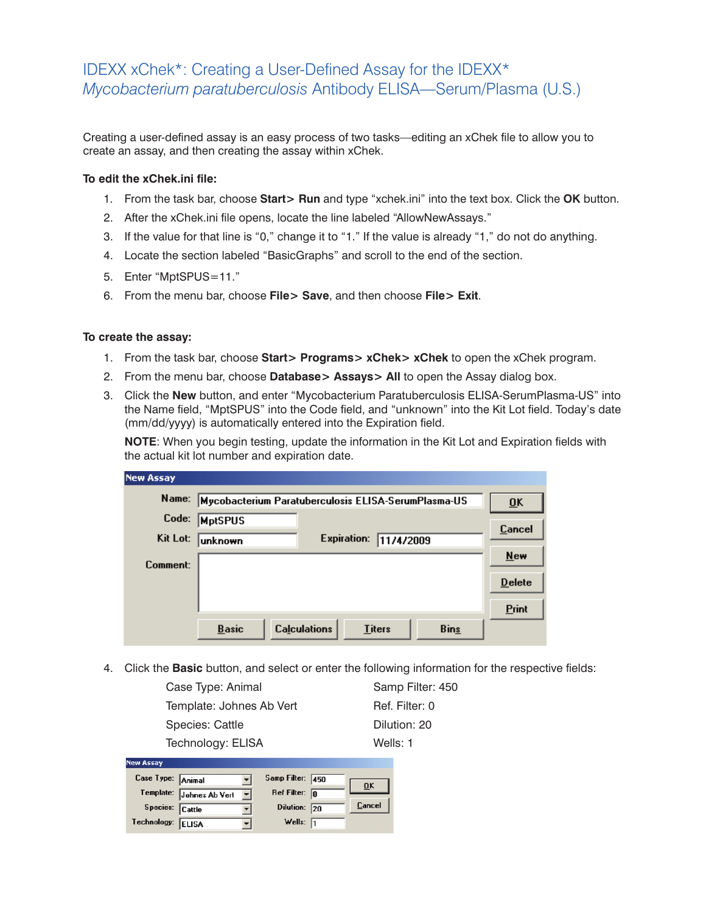# IDEXX xChek*: Creating a User-Defined Assay for the IDEXX* *Mycobacterium paratuberculosis* Antibody ELISA—Serum/Plasma (U.S.)

Creating a user-defined assay is an easy process of two tasks—editing an xChek file to allow you to create an assay, and then creating the assay within xChek.

**To edit the xChek.ini file:**

1. From the task bar, choose **Start> Run** and type "xchek.ini" into the text box. Click the **OK** button.
2. After the xChek.ini file opens, locate the line labeled "AllowNewAssays."
3. If the value for that line is "0," change it to "1." If the value is already "1," do not do anything.
4. Locate the section labeled "BasicGraphs" and scroll to the end of the section.
5. Enter "MptSPUS=11."
6. From the menu bar, choose **File> Save**, and then choose **File> Exit**.

**To create the assay:**

1. From the task bar, choose **Start> Programs> xChek> xChek** to open the xChek program.
2. From the menu bar, choose **Database> Assays> All** to open the Assay dialog box.
3. Click the **New** button, and enter "Mycobacterium Paratuberculosis ELISA-SerumPlasma-US" into the Name field, "MptSPUS" into the Code field, and "unknown" into the Kit Lot field. Today's date (mm/dd/yyyy) is automatically entered into the Expiration field.

   **NOTE**: When you begin testing, update the information in the Kit Lot and Expiration fields with the actual kit lot number and expiration date.

4. Click the **Basic** button, and select or enter the following information for the respective fields:

   | | |
   |---|---|
   | Case Type: Animal | Samp Filter: 450 |
   | Template: Johnes Ab Vert | Ref. Filter: 0 |
   | Species: Cattle | Dilution: 20 |
   | Technology: ELISA | Wells: 1 |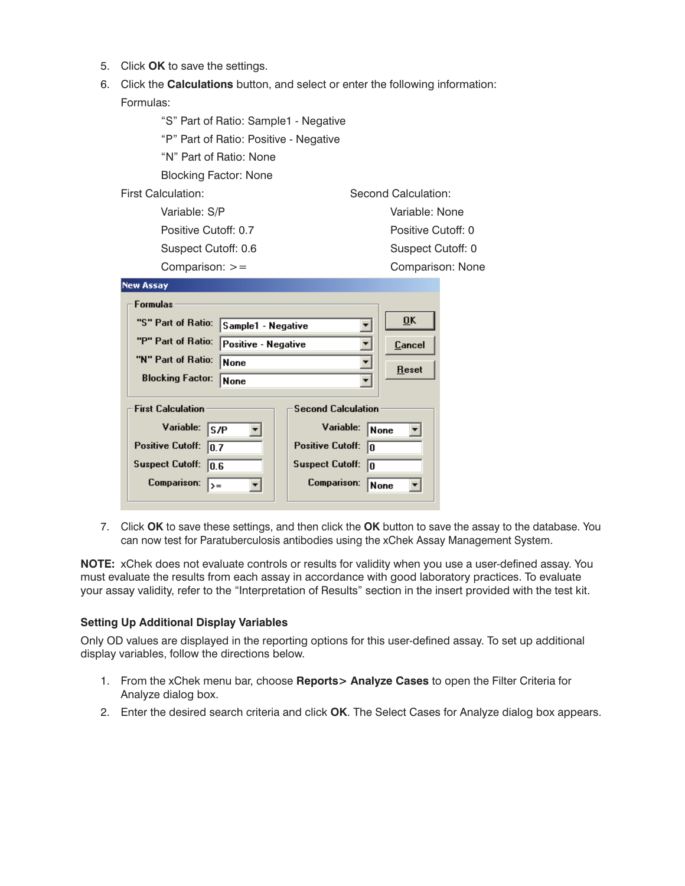5. Click **OK** to save the settings.
6. Click the **Calculations** button, and select or enter the following information:

   Formulas:

   > "S" Part of Ratio: Sample1 - Negative
   >
   > "P" Part of Ratio: Positive - Negative
   >
   > "N" Part of Ratio: None
   >
   > Blocking Factor: None

   First Calculation:

   > Variable: S/P
   >
   > Positive Cutoff: 0.7
   >
   > Suspect Cutoff: 0.6
   >
   > Comparison: >=

   Second Calculation:

   > Variable: None
   >
   > Positive Cutoff: 0
   >
   > Suspect Cutoff: 0
   >
   > Comparison: None

7. Click **OK** to save these settings, and then click the **OK** button to save the assay to the database. You can now test for Paratuberculosis antibodies using the xChek Assay Management System.

**NOTE:** xChek does not evaluate controls or results for validity when you use a user-defined assay. You must evaluate the results from each assay in accordance with good laboratory practices. To evaluate your assay validity, refer to the "Interpretation of Results" section in the insert provided with the test kit.

### Setting Up Additional Display Variables

Only OD values are displayed in the reporting options for this user-defined assay. To set up additional display variables, follow the directions below.

1. From the xChek menu bar, choose **Reports> Analyze Cases** to open the Filter Criteria for Analyze dialog box.
2. Enter the desired search criteria and click **OK**. The Select Cases for Analyze dialog box appears.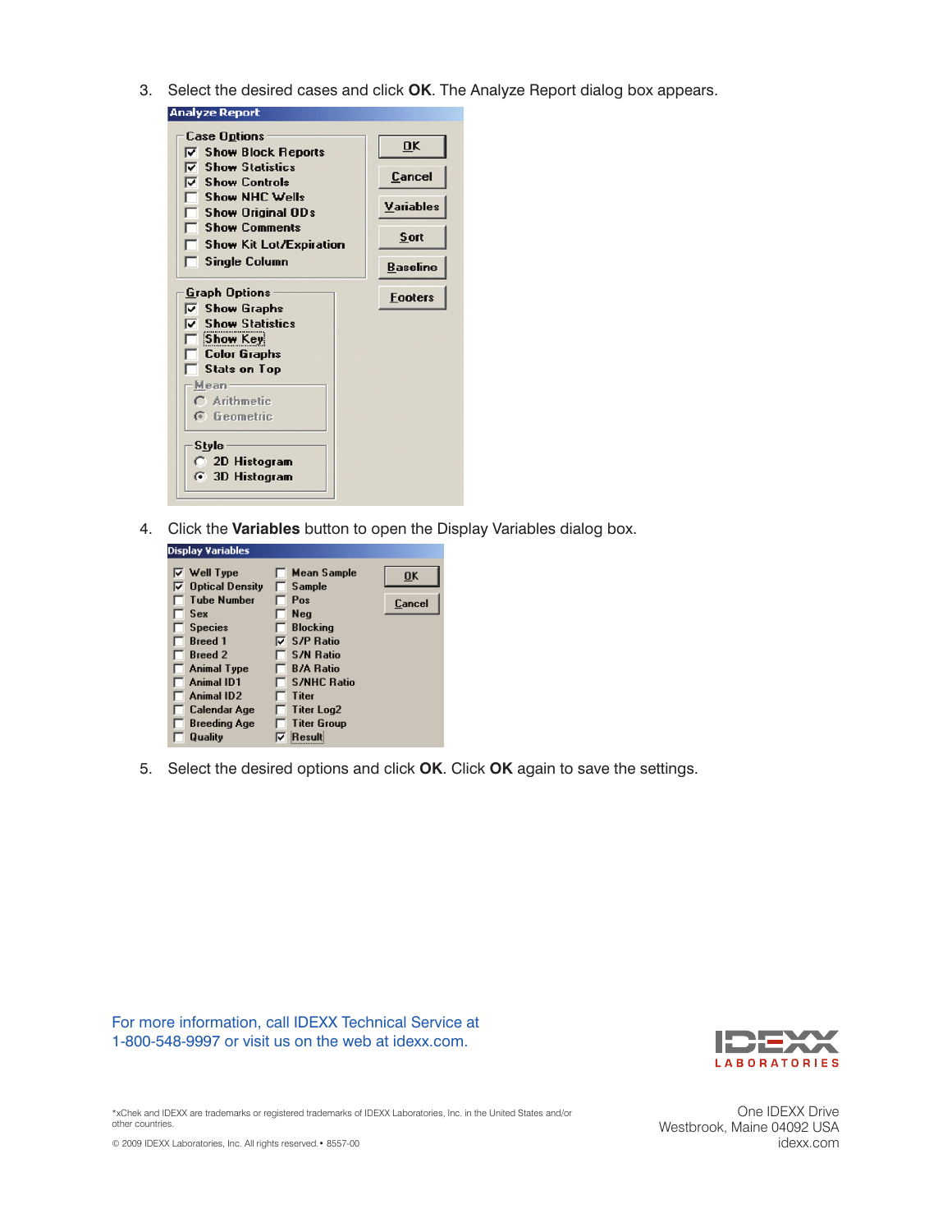3. Select the desired cases and click **OK**. The Analyze Report dialog box appears.

Analyze Report

Case Options
- ☑ Show Block Reports
- ☑ Show Statistics
- ☑ Show Controls
- ☐ Show NHC Wells
- ☐ Show Original ODs
- ☐ Show Comments
- ☐ Show Kit Lot/Expiration
- ☐ Single Column

Graph Options
- ☑ Show Graphs
- ☑ Show Statistics
- ☐ Show Key
- ☐ Color Graphs
- ☐ Stats on Top

Mean
- ○ Arithmetic
- ◉ Geometric

Style
- ○ 2D Histogram
- ◉ 3D Histogram

OK | Cancel | Variables | Sort | Baseline | Footers

4. Click the **Variables** button to open the Display Variables dialog box.

Display Variables

| | |
|---|---|
| ☑ Well Type | ☐ Mean Sample |
| ☑ Optical Density | ☐ Sample |
| ☐ Tube Number | ☐ Pos |
| ☐ Sex | ☐ Neg |
| ☐ Species | ☐ Blocking |
| ☐ Breed 1 | ☑ S/P Ratio |
| ☐ Breed 2 | ☐ S/N Ratio |
| ☐ Animal Type | ☐ B/A Ratio |
| ☐ Animal ID1 | ☐ S/NHC Ratio |
| ☐ Animal ID2 | ☐ Titer |
| ☐ Calendar Age | ☐ Titer Log2 |
| ☐ Breeding Age | ☐ Titer Group |
| ☐ Quality | ☑ Result |

OK | Cancel

5. Select the desired options and click **OK**. Click **OK** again to save the settings.

For more information, call IDEXX Technical Service at 1-800-548-9997 or visit us on the web at idexx.com.

IDEXX LABORATORIES

*xChek and IDEXX are trademarks or registered trademarks of IDEXX Laboratories, Inc. in the United States and/or other countries.

© 2009 IDEXX Laboratories, Inc. All rights reserved. • 8557-00

One IDEXX Drive
Westbrook, Maine 04092 USA
idexx.com